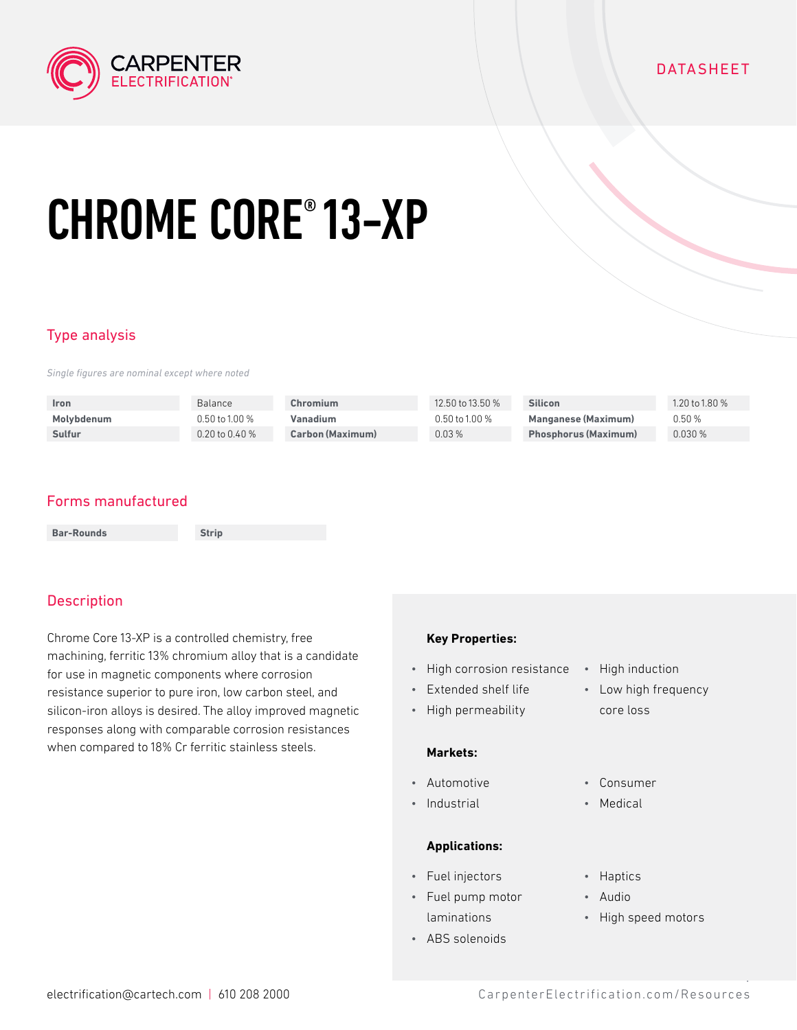CARPENTER ELECTRIFICATION

DATASHEET

# CHROME CORE® 13-XP

## Type analysis

*Single figures are nominal except where noted*

| Element | Value | Element | Value | Element | Value |
|---|---|---|---|---|---|
| **Iron** | Balance | **Chromium** | 12.50 to 13.50 % | **Silicon** | 1.20 to 1.80 % |
| **Molybdenum** | 0.50 to 1.00 % | **Vanadium** | 0.50 to 1.00 % | **Manganese (Maximum)** | 0.50 % |
| **Sulfur** | 0.20 to 0.40 % | **Carbon (Maximum)** | 0.03 % | **Phosphorus (Maximum)** | 0.030 % |

## Forms manufactured

- **Bar-Rounds**
- **Strip**

## Description

Chrome Core 13-XP is a controlled chemistry, free machining, ferritic 13% chromium alloy that is a candidate for use in magnetic components where corrosion resistance superior to pure iron, low carbon steel, and silicon-iron alloys is desired. The alloy improved magnetic responses along with comparable corrosion resistances when compared to 18% Cr ferritic stainless steels.

**Key Properties:**

- High corrosion resistance
- Extended shelf life
- High permeability
- High induction
- Low high frequency core loss

**Markets:**

- Automotive
- Industrial
- Consumer
- Medical

**Applications:**

- Fuel injectors
- Fuel pump motor laminations
- ABS solenoids
- Haptics
- Audio
- High speed motors

electrification@cartech.com | 610 208 2000

CarpenterElectrification.com/Resources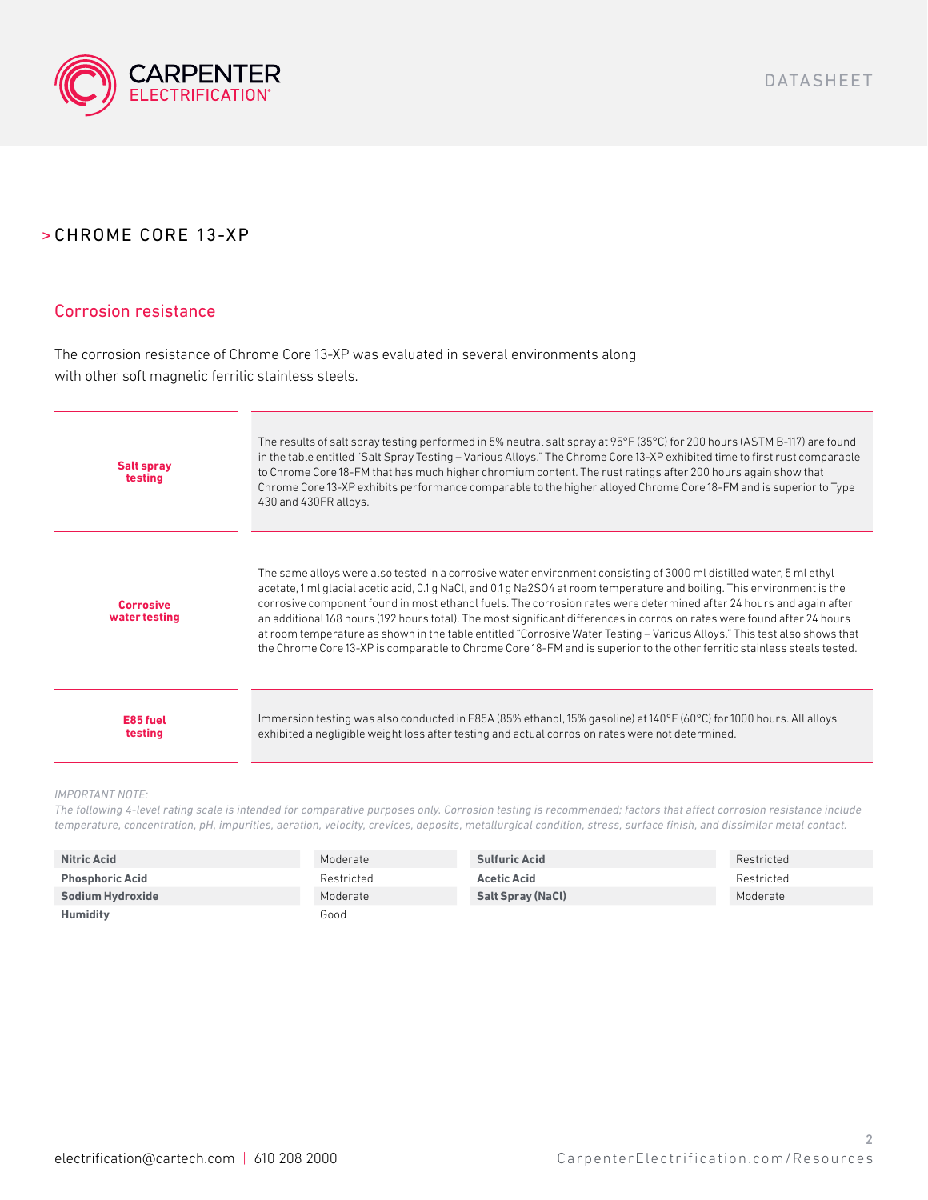## > CHROME CORE 13-XP

### Corrosion resistance

The corrosion resistance of Chrome Core 13-XP was evaluated in several environments along with other soft magnetic ferritic stainless steels.

| | |
|---|---|
| **Salt spray testing** | The results of salt spray testing performed in 5% neutral salt spray at 95°F (35°C) for 200 hours (ASTM B-117) are found in the table entitled "Salt Spray Testing – Various Alloys." The Chrome Core 13-XP exhibited time to first rust comparable to Chrome Core 18-FM that has much higher chromium content. The rust ratings after 200 hours again show that Chrome Core 13-XP exhibits performance comparable to the higher alloyed Chrome Core 18-FM and is superior to Type 430 and 430FR alloys. |
| **Corrosive water testing** | The same alloys were also tested in a corrosive water environment consisting of 3000 ml distilled water, 5 ml ethyl acetate, 1 ml glacial acetic acid, 0.1 g NaCl, and 0.1 g $Na_2SO_4$ at room temperature and boiling. This environment is the corrosive component found in most ethanol fuels. The corrosion rates were determined after 24 hours and again after an additional 168 hours (192 hours total). The most significant differences in corrosion rates were found after 24 hours at room temperature as shown in the table entitled "Corrosive Water Testing – Various Alloys." This test also shows that the Chrome Core 13-XP is comparable to Chrome Core 18-FM and is superior to the other ferritic stainless steels tested. |
| **E85 fuel testing** | Immersion testing was also conducted in E85A (85% ethanol, 15% gasoline) at 140°F (60°C) for 1000 hours. All alloys exhibited a negligible weight loss after testing and actual corrosion rates were not determined. |

*IMPORTANT NOTE:*
*The following 4-level rating scale is intended for comparative purposes only. Corrosion testing is recommended; factors that affect corrosion resistance include temperature, concentration, pH, impurities, aeration, velocity, crevices, deposits, metallurgical condition, stress, surface finish, and dissimilar metal contact.*

| | | | |
|---|---|---|---|
| **Nitric Acid** | Moderate | **Sulfuric Acid** | Restricted |
| **Phosphoric Acid** | Restricted | **Acetic Acid** | Restricted |
| **Sodium Hydroxide** | Moderate | **Salt Spray (NaCl)** | Moderate |
| **Humidity** | Good | | |

electrification@cartech.com | 610 208 2000

CarpenterElectrification.com/Resources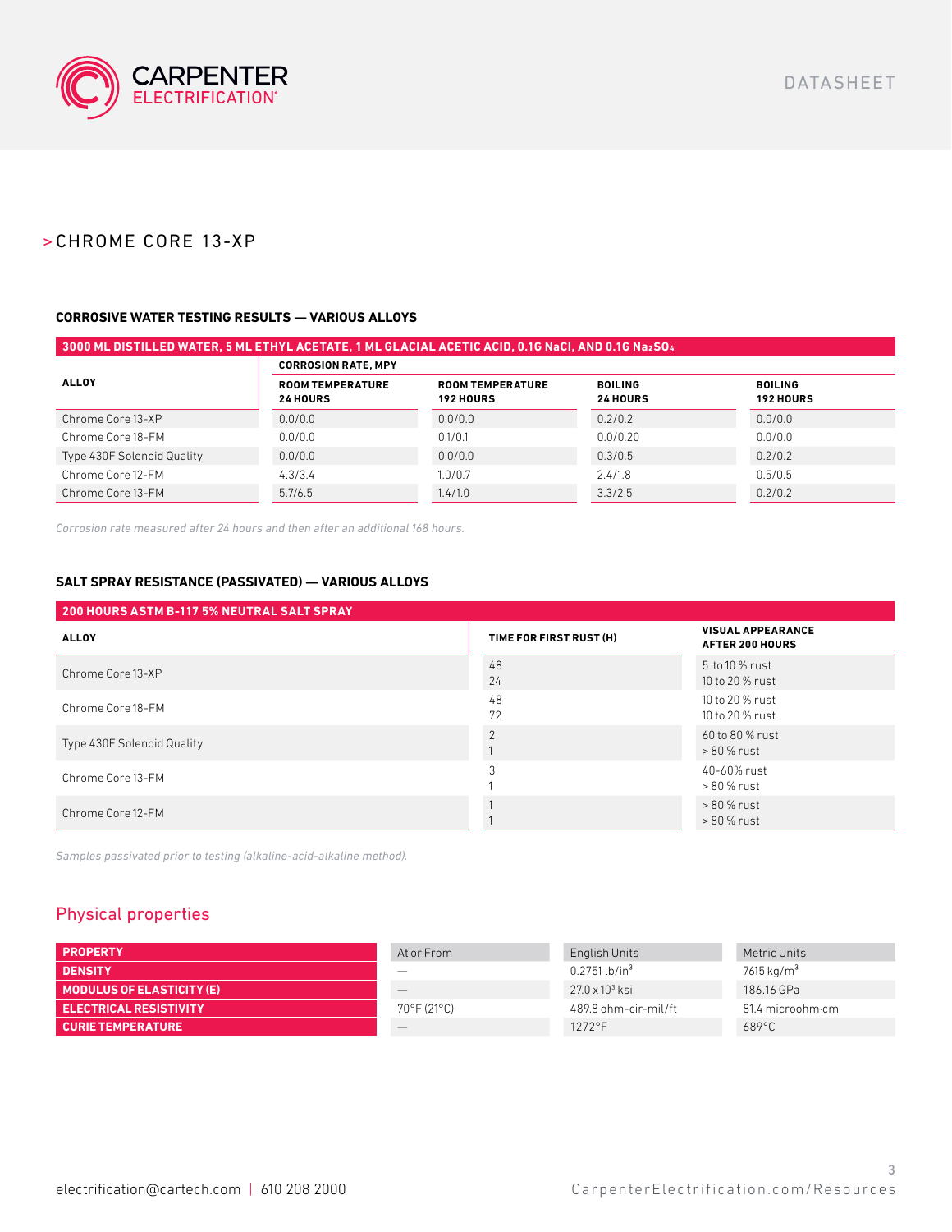## > CHROME CORE 13-XP

### CORROSIVE WATER TESTING RESULTS — VARIOUS ALLOYS

**3000 ML DISTILLED WATER, 5 ML ETHYL ACETATE, 1 ML GLACIAL ACETIC ACID, 0.1G NaCl, AND 0.1G $Na_2SO_4$**

| ALLOY | CORROSION RATE, MPY | | | |
|---|---|---|---|---|
| | ROOM TEMPERATURE 24 HOURS | ROOM TEMPERATURE 192 HOURS | BOILING 24 HOURS | BOILING 192 HOURS |
| Chrome Core 13-XP | 0.0/0.0 | 0.0/0.0 | 0.2/0.2 | 0.0/0.0 |
| Chrome Core 18-FM | 0.0/0.0 | 0.1/0.1 | 0.0/0.20 | 0.0/0.0 |
| Type 430F Solenoid Quality | 0.0/0.0 | 0.0/0.0 | 0.3/0.5 | 0.2/0.2 |
| Chrome Core 12-FM | 4.3/3.4 | 1.0/0.7 | 2.4/1.8 | 0.5/0.5 |
| Chrome Core 13-FM | 5.7/6.5 | 1.4/1.0 | 3.3/2.5 | 0.2/0.2 |

*Corrosion rate measured after 24 hours and then after an additional 168 hours.*

### SALT SPRAY RESISTANCE (PASSIVATED) — VARIOUS ALLOYS

**200 HOURS ASTM B-117 5% NEUTRAL SALT SPRAY**

| ALLOY | TIME FOR FIRST RUST (H) | VISUAL APPEARANCE AFTER 200 HOURS |
|---|---|---|
| Chrome Core 13-XP | 48<br>24 | 5 to 10 % rust<br>10 to 20 % rust |
| Chrome Core 18-FM | 48<br>72 | 10 to 20 % rust<br>10 to 20 % rust |
| Type 430F Solenoid Quality | 2<br>1 | 60 to 80 % rust<br>> 80 % rust |
| Chrome Core 13-FM | 3<br>1 | 40-60% rust<br>> 80 % rust |
| Chrome Core 12-FM | 1<br>1 | > 80 % rust<br>> 80 % rust |

*Samples passivated prior to testing (alkaline-acid-alkaline method).*

## Physical properties

| PROPERTY | At or From | English Units | Metric Units |
|---|---|---|---|
| DENSITY | — | 0.2751 lb/in$^3$ | 7615 kg/m$^3$ |
| MODULUS OF ELASTICITY (E) | — | 27.0 x 10$^3$ ksi | 186.16 GPa |
| ELECTRICAL RESISTIVITY | 70°F (21°C) | 489.8 ohm-cir-mil/ft | 81.4 microohm·cm |
| CURIE TEMPERATURE | — | 1272°F | 689°C |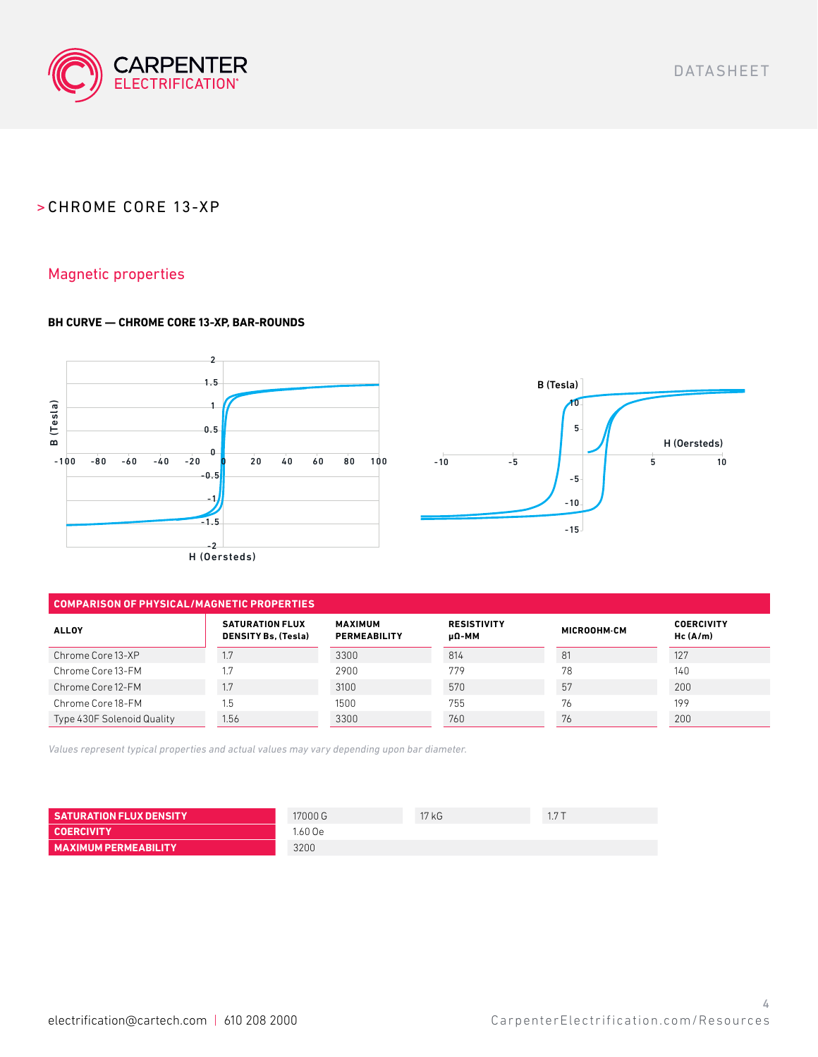## > CHROME CORE 13-XP

### Magnetic properties

**BH CURVE — CHROME CORE 13-XP, BAR-ROUNDS**

| COMPARISON OF PHYSICAL/MAGNETIC PROPERTIES | | | | | |
|---|---|---|---|---|---|
| **ALLOY** | **SATURATION FLUX DENSITY Bs, (Tesla)** | **MAXIMUM PERMEABILITY** | **RESISTIVITY µΩ-MM** | **MICROOHM·CM** | **COERCIVITY Hc (A/m)** |
| Chrome Core 13-XP | 1.7 | 3300 | 814 | 81 | 127 |
| Chrome Core 13-FM | 1.7 | 2900 | 779 | 78 | 140 |
| Chrome Core 12-FM | 1.7 | 3100 | 570 | 57 | 200 |
| Chrome Core 18-FM | 1.5 | 1500 | 755 | 76 | 199 |
| Type 430F Solenoid Quality | 1.56 | 3300 | 760 | 76 | 200 |

*Values represent typical properties and actual values may vary depending upon bar diameter.*

| | | | |
|---|---|---|---|
| **SATURATION FLUX DENSITY** | 17000 G | 17 kG | 1.7 T |
| **COERCIVITY** | 1.60 Oe | | |
| **MAXIMUM PERMEABILITY** | 3200 | | |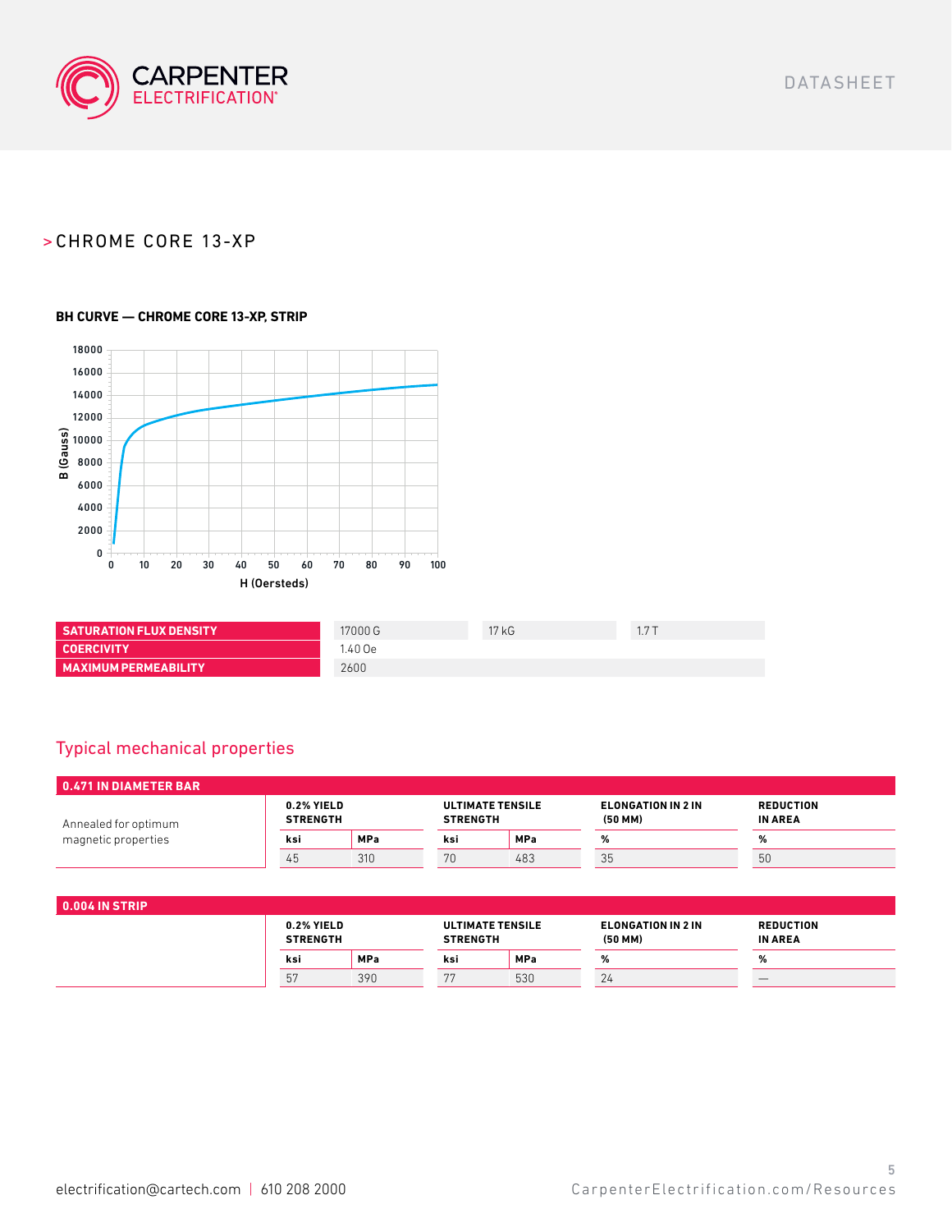## > CHROME CORE 13-XP

### BH CURVE — CHROME CORE 13-XP, STRIP

| | | | |
|---|---|---|---|
| **SATURATION FLUX DENSITY** | 17000 G | 17 kG | 1.7 T |
| **COERCIVITY** | 1.40 Oe | | |
| **MAXIMUM PERMEABILITY** | 2600 | | |

## Typical mechanical properties

| 0.471 IN DIAMETER BAR | 0.2% YIELD STRENGTH | | ULTIMATE TENSILE STRENGTH | | ELONGATION IN 2 IN (50 MM) | REDUCTION IN AREA |
|---|---|---|---|---|---|---|
| | ksi | MPa | ksi | MPa | % | % |
| Annealed for optimum magnetic properties | 45 | 310 | 70 | 483 | 35 | 50 |

| 0.004 IN STRIP | 0.2% YIELD STRENGTH | | ULTIMATE TENSILE STRENGTH | | ELONGATION IN 2 IN (50 MM) | REDUCTION IN AREA |
|---|---|---|---|---|---|---|
| | ksi | MPa | ksi | MPa | % | % |
| | 57 | 390 | 77 | 530 | 24 | — |

electrification@cartech.com | 610 208 2000

CarpenterElectrification.com/Resources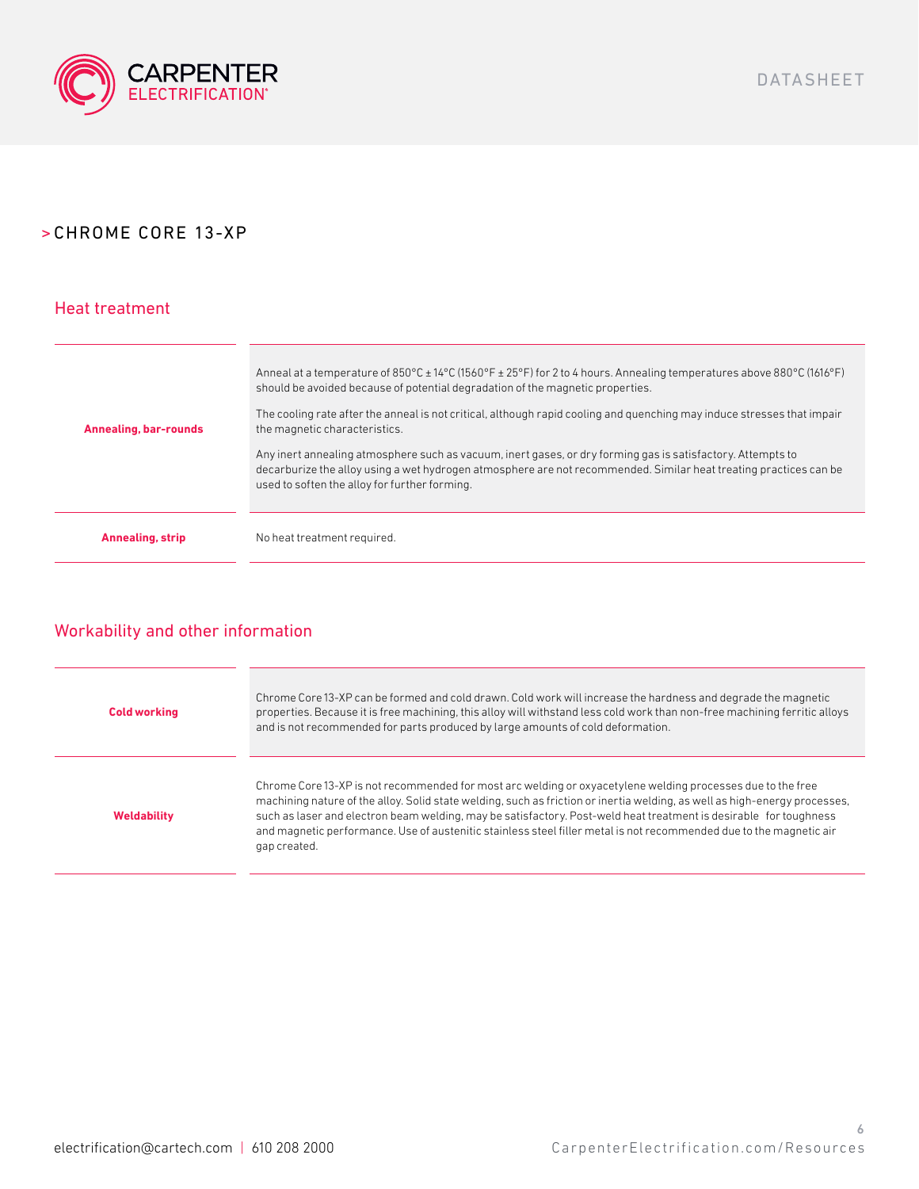# > CHROME CORE 13-XP

## Heat treatment

| | |
|---|---|
| **Annealing, bar-rounds** | Anneal at a temperature of 850°C ± 14°C (1560°F ± 25°F) for 2 to 4 hours. Annealing temperatures above 880°C (1616°F) should be avoided because of potential degradation of the magnetic properties.<br><br>The cooling rate after the anneal is not critical, although rapid cooling and quenching may induce stresses that impair the magnetic characteristics.<br><br>Any inert annealing atmosphere such as vacuum, inert gases, or dry forming gas is satisfactory. Attempts to decarburize the alloy using a wet hydrogen atmosphere are not recommended. Similar heat treating practices can be used to soften the alloy for further forming. |
| **Annealing, strip** | No heat treatment required. |

## Workability and other information

| | |
|---|---|
| **Cold working** | Chrome Core 13-XP can be formed and cold drawn. Cold work will increase the hardness and degrade the magnetic properties. Because it is free machining, this alloy will withstand less cold work than non-free machining ferritic alloys and is not recommended for parts produced by large amounts of cold deformation. |
| **Weldability** | Chrome Core 13-XP is not recommended for most arc welding or oxyacetylene welding processes due to the free machining nature of the alloy. Solid state welding, such as friction or inertia welding, as well as high-energy processes, such as laser and electron beam welding, may be satisfactory. Post-weld heat treatment is desirable for toughness and magnetic performance. Use of austenitic stainless steel filler metal is not recommended due to the magnetic air gap created. |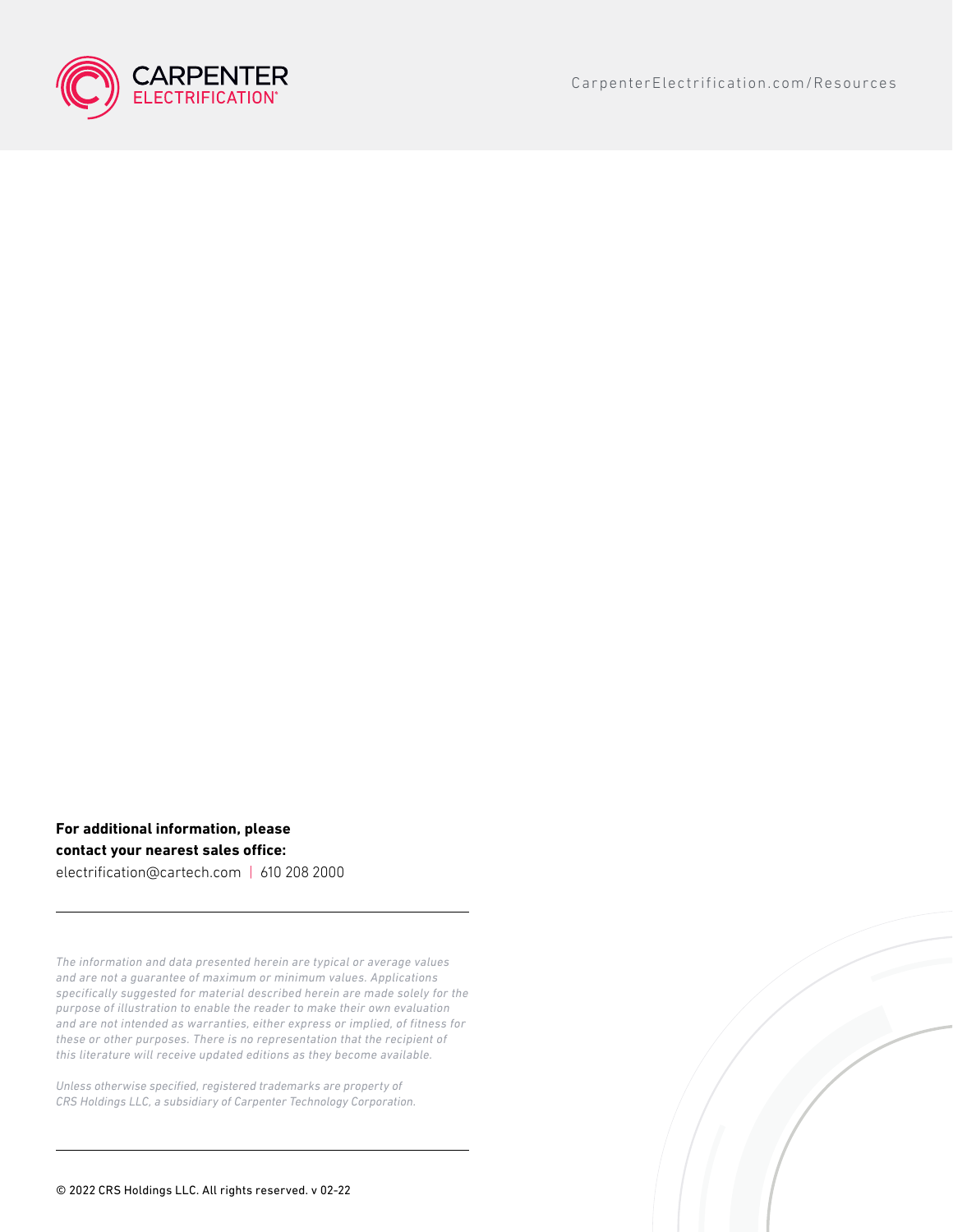CarpenterElectrification.com/Resources

**For additional information, please contact your nearest sales office:**
electrification@cartech.com | 610 208 2000

---

*The information and data presented herein are typical or average values and are not a guarantee of maximum or minimum values. Applications specifically suggested for material described herein are made solely for the purpose of illustration to enable the reader to make their own evaluation and are not intended as warranties, either express or implied, of fitness for these or other purposes. There is no representation that the recipient of this literature will receive updated editions as they become available.*

*Unless otherwise specified, registered trademarks are property of CRS Holdings LLC, a subsidiary of Carpenter Technology Corporation.*

---

© 2022 CRS Holdings LLC. All rights reserved. v 02-22